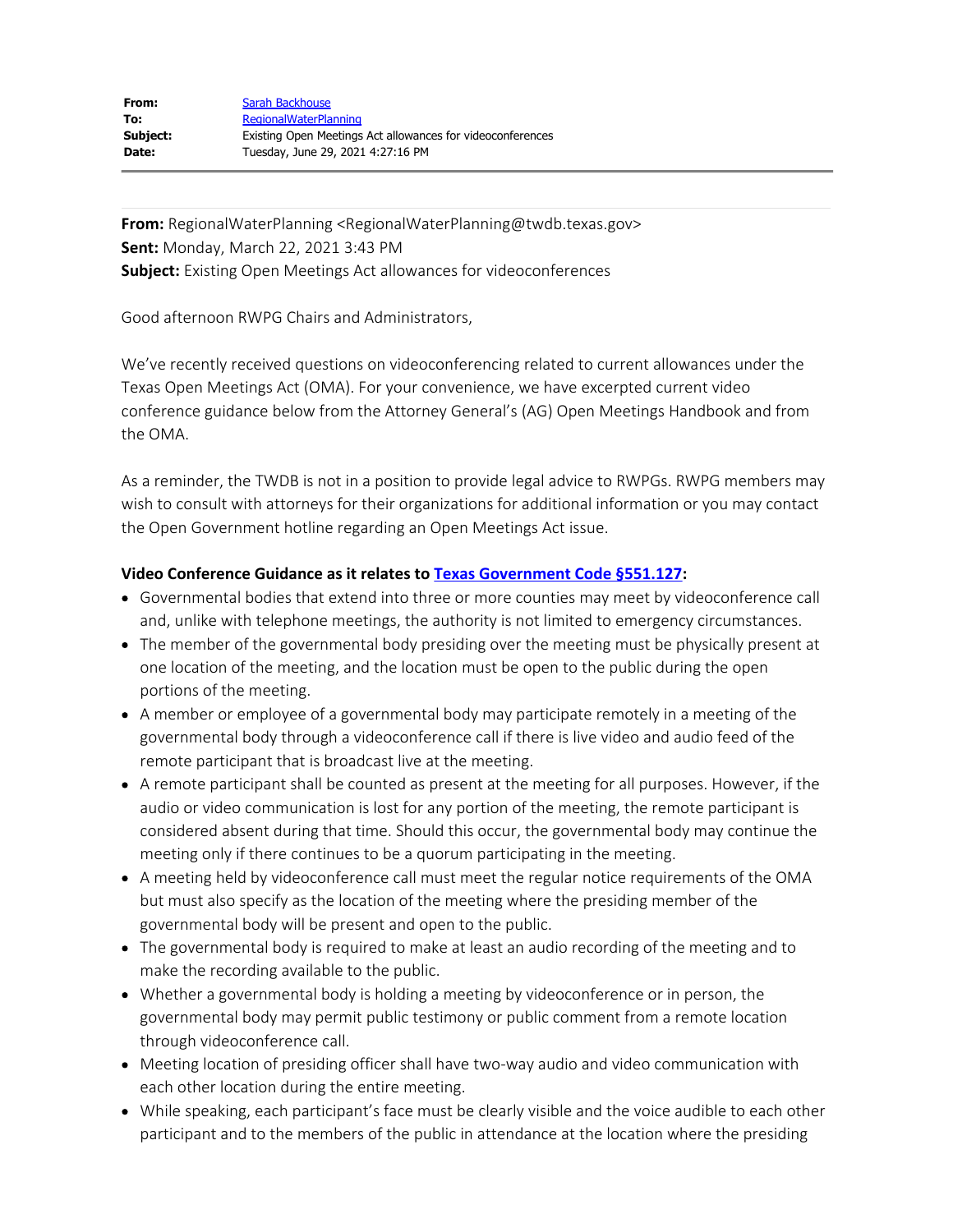| | |
|---|---|
| **From:** | Sarah Backhouse |
| **To:** | RegionalWaterPlanning |
| **Subject:** | Existing Open Meetings Act allowances for videoconferences |
| **Date:** | Tuesday, June 29, 2021 4:27:16 PM |

---

**From:** RegionalWaterPlanning <RegionalWaterPlanning@twdb.texas.gov>
**Sent:** Monday, March 22, 2021 3:43 PM
**Subject:** Existing Open Meetings Act allowances for videoconferences

Good afternoon RWPG Chairs and Administrators,

We've recently received questions on videoconferencing related to current allowances under the Texas Open Meetings Act (OMA). For your convenience, we have excerpted current video conference guidance below from the Attorney General's (AG) Open Meetings Handbook and from the OMA.

As a reminder, the TWDB is not in a position to provide legal advice to RWPGs. RWPG members may wish to consult with attorneys for their organizations for additional information or you may contact the Open Government hotline regarding an Open Meetings Act issue.

**Video Conference Guidance as it relates to [Texas Government Code §551.127](#):**

- Governmental bodies that extend into three or more counties may meet by videoconference call and, unlike with telephone meetings, the authority is not limited to emergency circumstances.
- The member of the governmental body presiding over the meeting must be physically present at one location of the meeting, and the location must be open to the public during the open portions of the meeting.
- A member or employee of a governmental body may participate remotely in a meeting of the governmental body through a videoconference call if there is live video and audio feed of the remote participant that is broadcast live at the meeting.
- A remote participant shall be counted as present at the meeting for all purposes. However, if the audio or video communication is lost for any portion of the meeting, the remote participant is considered absent during that time. Should this occur, the governmental body may continue the meeting only if there continues to be a quorum participating in the meeting.
- A meeting held by videoconference call must meet the regular notice requirements of the OMA but must also specify as the location of the meeting where the presiding member of the governmental body will be present and open to the public.
- The governmental body is required to make at least an audio recording of the meeting and to make the recording available to the public.
- Whether a governmental body is holding a meeting by videoconference or in person, the governmental body may permit public testimony or public comment from a remote location through videoconference call.
- Meeting location of presiding officer shall have two-way audio and video communication with each other location during the entire meeting.
- While speaking, each participant's face must be clearly visible and the voice audible to each other participant and to the members of the public in attendance at the location where the presiding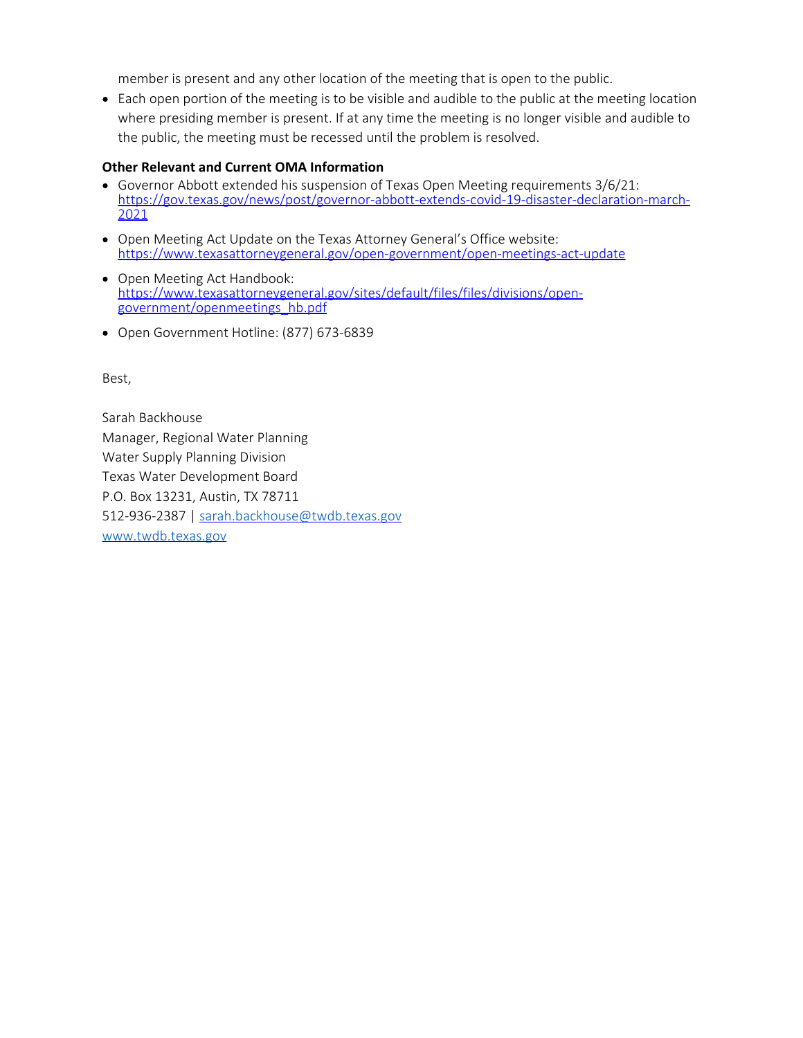member is present and any other location of the meeting that is open to the public.

- Each open portion of the meeting is to be visible and audible to the public at the meeting location where presiding member is present. If at any time the meeting is no longer visible and audible to the public, the meeting must be recessed until the problem is resolved.

**Other Relevant and Current OMA Information**

- Governor Abbott extended his suspension of Texas Open Meeting requirements 3/6/21: https://gov.texas.gov/news/post/governor-abbott-extends-covid-19-disaster-declaration-march-2021
- Open Meeting Act Update on the Texas Attorney General's Office website: https://www.texasattorneygeneral.gov/open-government/open-meetings-act-update
- Open Meeting Act Handbook: https://www.texasattorneygeneral.gov/sites/default/files/files/divisions/open-government/openmeetings_hb.pdf
- Open Government Hotline: (877) 673-6839

Best,

Sarah Backhouse
Manager, Regional Water Planning
Water Supply Planning Division
Texas Water Development Board
P.O. Box 13231, Austin, TX 78711
512-936-2387 | sarah.backhouse@twdb.texas.gov
www.twdb.texas.gov